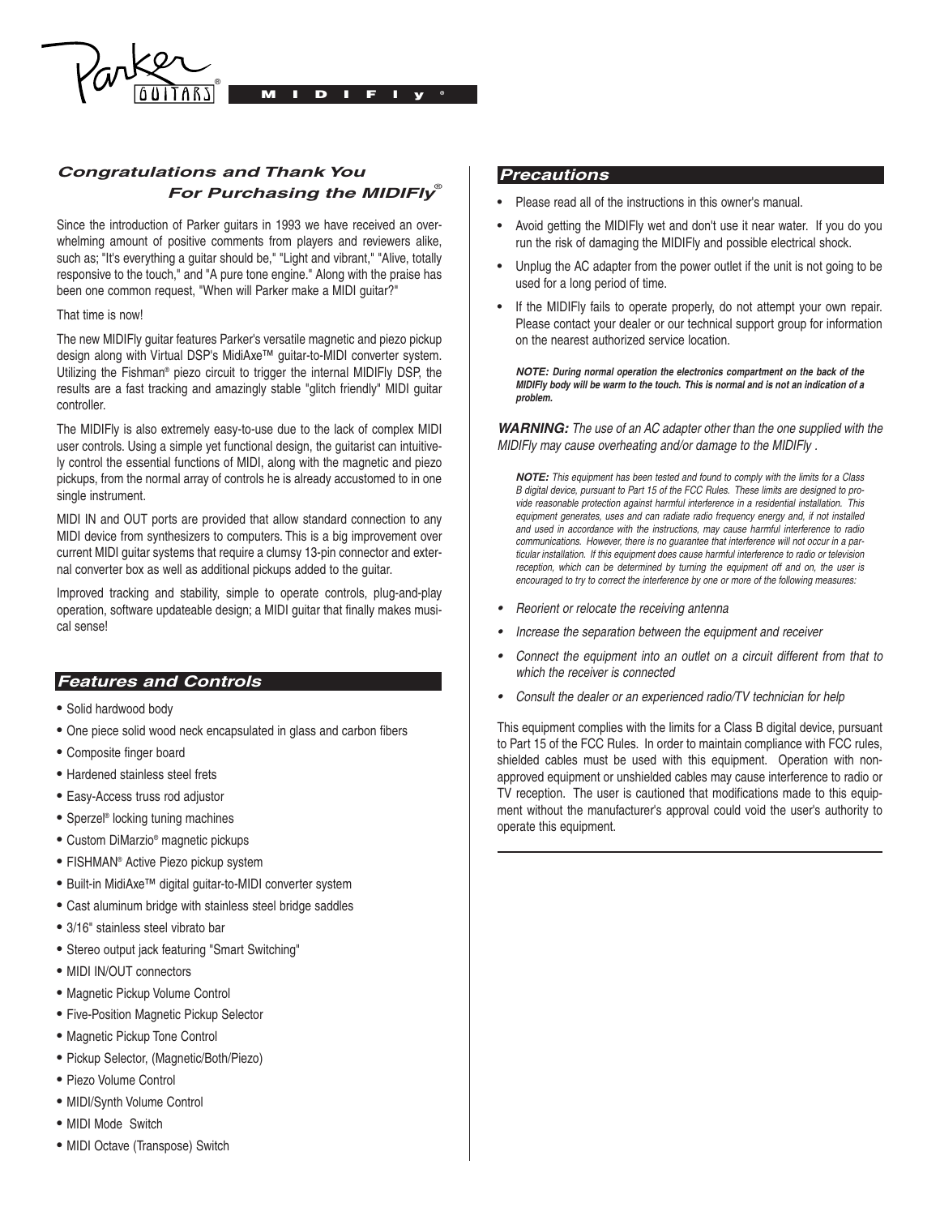# Congratulations and Thank You For Purchasing the MIDIFly®

Since the introduction of Parker guitars in 1993 we have received an overwhelming amount of positive comments from players and reviewers alike, such as; "It's everything a guitar should be," "Light and vibrant," "Alive, totally responsive to the touch," and "A pure tone engine." Along with the praise has been one common request, "When will Parker make a MIDI guitar?"

That time is now!

The new MIDIFly guitar features Parker's versatile magnetic and piezo pickup design along with Virtual DSP's MidiAxe™ guitar-to-MIDI converter system. Utilizing the Fishman® piezo circuit to trigger the internal MIDIFly DSP, the results are a fast tracking and amazingly stable "glitch friendly" MIDI guitar controller.

The MIDIFly is also extremely easy-to-use due to the lack of complex MIDI user controls. Using a simple yet functional design, the guitarist can intuitively control the essential functions of MIDI, along with the magnetic and piezo pickups, from the normal array of controls he is already accustomed to in one single instrument.

MIDI IN and OUT ports are provided that allow standard connection to any MIDI device from synthesizers to computers. This is a big improvement over current MIDI guitar systems that require a clumsy 13-pin connector and external converter box as well as additional pickups added to the guitar.

Improved tracking and stability, simple to operate controls, plug-and-play operation, software updateable design; a MIDI guitar that finally makes musical sense!

## Features and Controls

- Solid hardwood body
- One piece solid wood neck encapsulated in glass and carbon fibers
- Composite finger board
- Hardened stainless steel frets
- Easy-Access truss rod adjustor
- Sperzel® locking tuning machines
- Custom DiMarzio® magnetic pickups
- FISHMAN® Active Piezo pickup system
- Built-in MidiAxe™ digital guitar-to-MIDI converter system
- Cast aluminum bridge with stainless steel bridge saddles
- 3/16" stainless steel vibrato bar
- Stereo output jack featuring "Smart Switching"
- MIDI IN/OUT connectors
- Magnetic Pickup Volume Control
- Five-Position Magnetic Pickup Selector
- Magnetic Pickup Tone Control
- Pickup Selector, (Magnetic/Both/Piezo)
- Piezo Volume Control
- MIDI/Synth Volume Control
- MIDI Mode Switch
- MIDI Octave (Transpose) Switch

## Precautions

- Please read all of the instructions in this owner's manual.
- Avoid getting the MIDIFly wet and don't use it near water. If you do you run the risk of damaging the MIDIFly and possible electrical shock.
- Unplug the AC adapter from the power outlet if the unit is not going to be used for a long period of time.
- If the MIDIFly fails to operate properly, do not attempt your own repair. Please contact your dealer or our technical support group for information on the nearest authorized service location.

***NOTE: During normal operation the electronics compartment on the back of the MIDIFly body will be warm to the touch. This is normal and is not an indication of a problem.***

***WARNING:*** *The use of an AC adapter other than the one supplied with the MIDIFly may cause overheating and/or damage to the MIDIFly .*

***NOTE:*** *This equipment has been tested and found to comply with the limits for a Class B digital device, pursuant to Part 15 of the FCC Rules. These limits are designed to provide reasonable protection against harmful interference in a residential installation. This equipment generates, uses and can radiate radio frequency energy and, if not installed and used in accordance with the instructions, may cause harmful interference to radio communications. However, there is no guarantee that interference will not occur in a particular installation. If this equipment does cause harmful interference to radio or television reception, which can be determined by turning the equipment off and on, the user is encouraged to try to correct the interference by one or more of the following measures:*

- *Reorient or relocate the receiving antenna*
- *Increase the separation between the equipment and receiver*
- *Connect the equipment into an outlet on a circuit different from that to which the receiver is connected*
- *Consult the dealer or an experienced radio/TV technician for help*

This equipment complies with the limits for a Class B digital device, pursuant to Part 15 of the FCC Rules. In order to maintain compliance with FCC rules, shielded cables must be used with this equipment. Operation with non-approved equipment or unshielded cables may cause interference to radio or TV reception. The user is cautioned that modifications made to this equipment without the manufacturer's approval could void the user's authority to operate this equipment.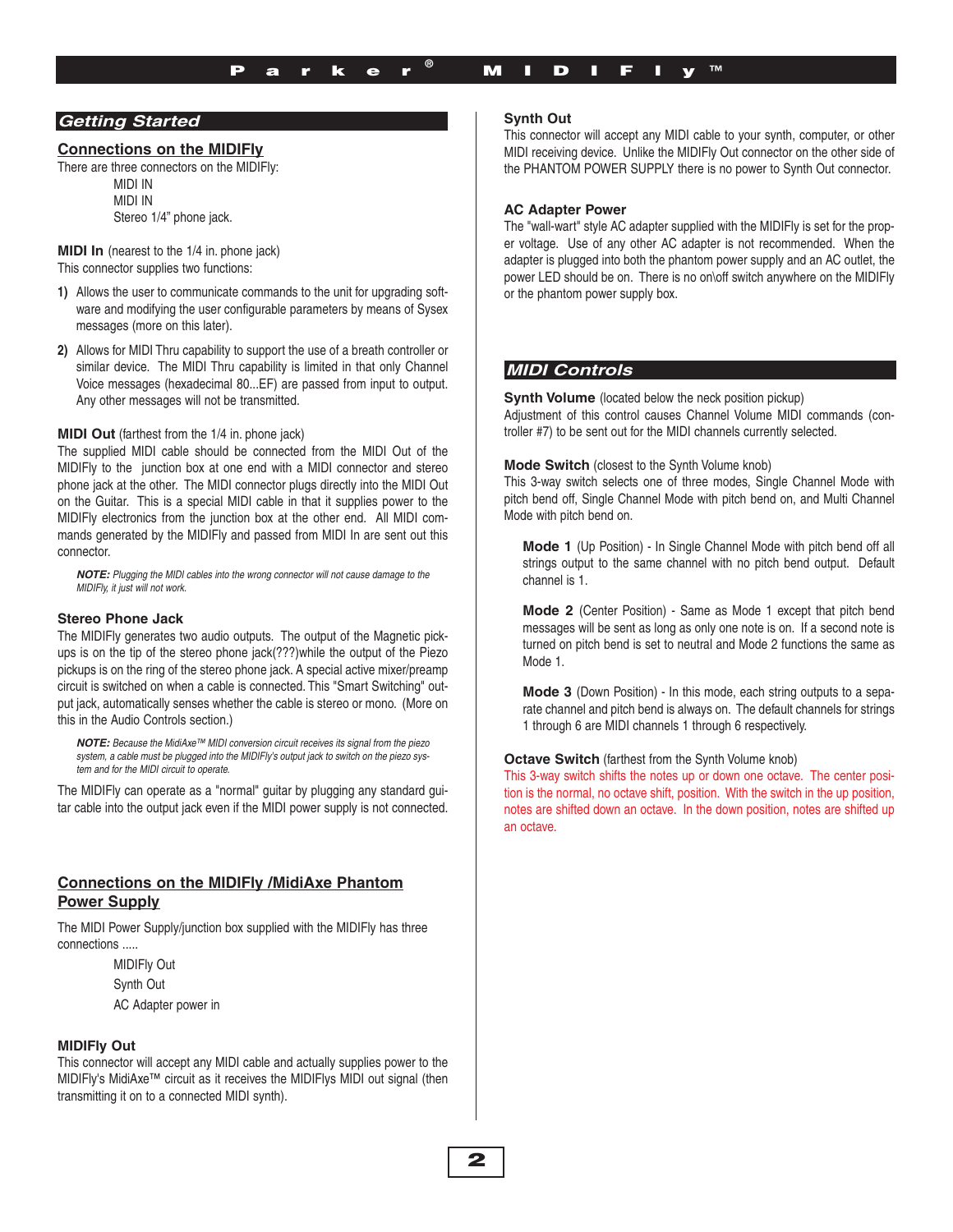## Getting Started

### Connections on the MIDIFly

There are three connectors on the MIDIFly:

MIDI IN
MIDI IN
Stereo 1/4" phone jack.

**MIDI In** (nearest to the 1/4 in. phone jack)
This connector supplies two functions:

1) Allows the user to communicate commands to the unit for upgrading software and modifying the user configurable parameters by means of Sysex messages (more on this later).

2) Allows for MIDI Thru capability to support the use of a breath controller or similar device. The MIDI Thru capability is limited in that only Channel Voice messages (hexadecimal 80...EF) are passed from input to output. Any other messages will not be transmitted.

**MIDI Out** (farthest from the 1/4 in. phone jack)
The supplied MIDI cable should be connected from the MIDI Out of the MIDIFly to the junction box at one end with a MIDI connector and stereo phone jack at the other. The MIDI connector plugs directly into the MIDI Out on the Guitar. This is a special MIDI cable in that it supplies power to the MIDIFly electronics from the junction box at the other end. All MIDI commands generated by the MIDIFly and passed from MIDI In are sent out this connector.

*__NOTE:__ Plugging the MIDI cables into the wrong connector will not cause damage to the MIDIFly, it just will not work.*

**Stereo Phone Jack**
The MIDIFly generates two audio outputs. The output of the Magnetic pickups is on the tip of the stereo phone jack(???)while the output of the Piezo pickups is on the ring of the stereo phone jack. A special active mixer/preamp circuit is switched on when a cable is connected. This "Smart Switching" output jack, automatically senses whether the cable is stereo or mono. (More on this in the Audio Controls section.)

*__NOTE:__ Because the MidiAxe™ MIDI conversion circuit receives its signal from the piezo system, a cable must be plugged into the MIDIFly's output jack to switch on the piezo system and for the MIDI circuit to operate.*

The MIDIFly can operate as a "normal" guitar by plugging any standard guitar cable into the output jack even if the MIDI power supply is not connected.

### Connections on the MIDIFly /MidiAxe Phantom Power Supply

The MIDI Power Supply/junction box supplied with the MIDIFly has three connections .....

MIDIFly Out
Synth Out
AC Adapter power in

**MIDIFly Out**
This connector will accept any MIDI cable and actually supplies power to the MIDIFly's MidiAxe™ circuit as it receives the MIDIFlys MIDI out signal (then transmitting it on to a connected MIDI synth).

**Synth Out**
This connector will accept any MIDI cable to your synth, computer, or other MIDI receiving device. Unlike the MIDIFly Out connector on the other side of the PHANTOM POWER SUPPLY there is no power to Synth Out connector.

**AC Adapter Power**
The "wall-wart" style AC adapter supplied with the MIDIFly is set for the proper voltage. Use of any other AC adapter is not recommended. When the adapter is plugged into both the phantom power supply and an AC outlet, the power LED should be on. There is no on\off switch anywhere on the MIDIFly or the phantom power supply box.

## MIDI Controls

**Synth Volume** (located below the neck position pickup)
Adjustment of this control causes Channel Volume MIDI commands (controller #7) to be sent out for the MIDI channels currently selected.

**Mode Switch** (closest to the Synth Volume knob)
This 3-way switch selects one of three modes, Single Channel Mode with pitch bend off, Single Channel Mode with pitch bend on, and Multi Channel Mode with pitch bend on.

**Mode 1** (Up Position) - In Single Channel Mode with pitch bend off all strings output to the same channel with no pitch bend output. Default channel is 1.

**Mode 2** (Center Position) - Same as Mode 1 except that pitch bend messages will be sent as long as only one note is on. If a second note is turned on pitch bend is set to neutral and Mode 2 functions the same as Mode 1.

**Mode 3** (Down Position) - In this mode, each string outputs to a separate channel and pitch bend is always on. The default channels for strings 1 through 6 are MIDI channels 1 through 6 respectively.

**Octave Switch** (farthest from the Synth Volume knob)
This 3-way switch shifts the notes up or down one octave. The center position is the normal, no octave shift, position. With the switch in the up position, notes are shifted down an octave. In the down position, notes are shifted up an octave.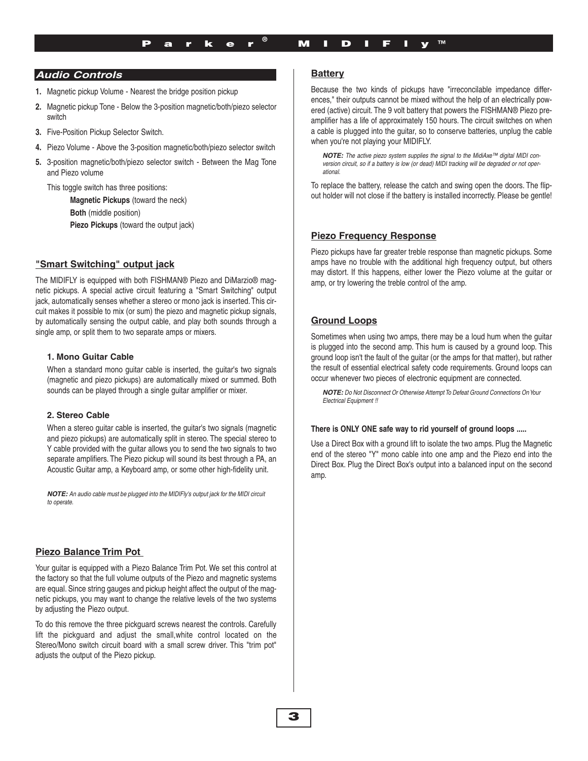## *Audio Controls*

1. Magnetic pickup Volume - Nearest the bridge position pickup
2. Magnetic pickup Tone - Below the 3-position magnetic/both/piezo selector switch
3. Five-Position Pickup Selector Switch.
4. Piezo Volume - Above the 3-position magnetic/both/piezo selector switch
5. 3-position magnetic/both/piezo selector switch - Between the Mag Tone and Piezo volume

   This toggle switch has three positions:

   **Magnetic Pickups** (toward the neck)
   **Both** (middle position)
   **Piezo Pickups** (toward the output jack)

## "Smart Switching" output jack

The MIDIFLY is equipped with both FISHMAN® Piezo and DiMarzio® magnetic pickups. A special active circuit featuring a "Smart Switching" output jack, automatically senses whether a stereo or mono jack is inserted. This circuit makes it possible to mix (or sum) the piezo and magnetic pickup signals, by automatically sensing the output cable, and play both sounds through a single amp, or split them to two separate amps or mixers.

### 1. Mono Guitar Cable

When a standard mono guitar cable is inserted, the guitar's two signals (magnetic and piezo pickups) are automatically mixed or summed. Both sounds can be played through a single guitar amplifier or mixer.

### 2. Stereo Cable

When a stereo guitar cable is inserted, the guitar's two signals (magnetic and piezo pickups) are automatically split in stereo. The special stereo to Y cable provided with the guitar allows you to send the two signals to two separate amplifiers. The Piezo pickup will sound its best through a PA, an Acoustic Guitar amp, a Keyboard amp, or some other high-fidelity unit.

***NOTE:*** *An audio cable must be plugged into the MIDIFly's output jack for the MIDI circuit to operate.*

## Piezo Balance Trim Pot

Your guitar is equipped with a Piezo Balance Trim Pot. We set this control at the factory so that the full volume outputs of the Piezo and magnetic systems are equal. Since string gauges and pickup height affect the output of the magnetic pickups, you may want to change the relative levels of the two systems by adjusting the Piezo output.

To do this remove the three pickguard screws nearest the controls. Carefully lift the pickguard and adjust the small,white control located on the Stereo/Mono switch circuit board with a small screw driver. This "trim pot" adjusts the output of the Piezo pickup.

## Battery

Because the two kinds of pickups have "irreconcilable impedance differences," their outputs cannot be mixed without the help of an electrically powered (active) circuit. The 9 volt battery that powers the FISHMAN® Piezo preamplifier has a life of approximately 150 hours. The circuit switches on when a cable is plugged into the guitar, so to conserve batteries, unplug the cable when you're not playing your MIDIFLY.

***NOTE:*** *The active piezo system supplies the signal to the MidiAxe™ digital MIDI conversion circuit, so if a battery is low (or dead) MIDI tracking will be degraded or not operational.*

To replace the battery, release the catch and swing open the doors. The flip-out holder will not close if the battery is installed incorrectly. Please be gentle!

## Piezo Frequency Response

Piezo pickups have far greater treble response than magnetic pickups. Some amps have no trouble with the additional high frequency output, but others may distort. If this happens, either lower the Piezo volume at the guitar or amp, or try lowering the treble control of the amp.

## Ground Loops

Sometimes when using two amps, there may be a loud hum when the guitar is plugged into the second amp. This hum is caused by a ground loop. This ground loop isn't the fault of the guitar (or the amps for that matter), but rather the result of essential electrical safety code requirements. Ground loops can occur whenever two pieces of electronic equipment are connected.

***NOTE:*** *Do Not Disconnect Or Otherwise Attempt To Defeat Ground Connections On Your Electrical Equipment !!*

**There is ONLY ONE safe way to rid yourself of ground loops .....**

Use a Direct Box with a ground lift to isolate the two amps. Plug the Magnetic end of the stereo "Y" mono cable into one amp and the Piezo end into the Direct Box. Plug the Direct Box's output into a balanced input on the second amp.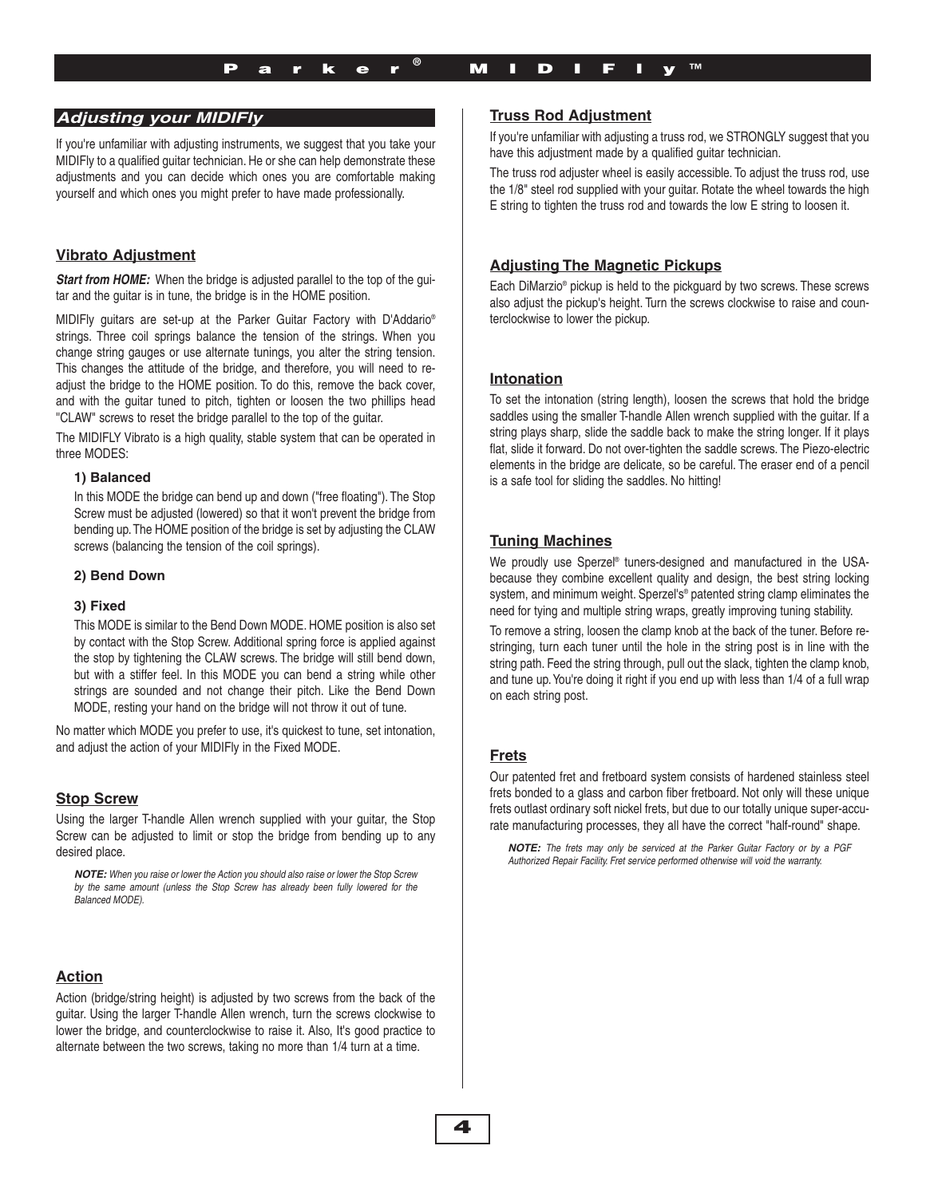## *Adjusting your MIDIFly*

If you're unfamiliar with adjusting instruments, we suggest that you take your MIDIFly to a qualified guitar technician. He or she can help demonstrate these adjustments and you can decide which ones you are comfortable making yourself and which ones you might prefer to have made professionally.

### Vibrato Adjustment

***Start from HOME:*** When the bridge is adjusted parallel to the top of the guitar and the guitar is in tune, the bridge is in the HOME position.

MIDIFly guitars are set-up at the Parker Guitar Factory with D'Addario® strings. Three coil springs balance the tension of the strings. When you change string gauges or use alternate tunings, you alter the string tension. This changes the attitude of the bridge, and therefore, you will need to re-adjust the bridge to the HOME position. To do this, remove the back cover, and with the guitar tuned to pitch, tighten or loosen the two phillips head "CLAW" screws to reset the bridge parallel to the top of the guitar.

The MIDIFLY Vibrato is a high quality, stable system that can be operated in three MODES:

**1) Balanced**

In this MODE the bridge can bend up and down ("free floating"). The Stop Screw must be adjusted (lowered) so that it won't prevent the bridge from bending up. The HOME position of the bridge is set by adjusting the CLAW screws (balancing the tension of the coil springs).

**2) Bend Down**

**3) Fixed**

This MODE is similar to the Bend Down MODE. HOME position is also set by contact with the Stop Screw. Additional spring force is applied against the stop by tightening the CLAW screws. The bridge will still bend down, but with a stiffer feel. In this MODE you can bend a string while other strings are sounded and not change their pitch. Like the Bend Down MODE, resting your hand on the bridge will not throw it out of tune.

No matter which MODE you prefer to use, it's quickest to tune, set intonation, and adjust the action of your MIDIFly in the Fixed MODE.

### Stop Screw

Using the larger T-handle Allen wrench supplied with your guitar, the Stop Screw can be adjusted to limit or stop the bridge from bending up to any desired place.

***NOTE:*** *When you raise or lower the Action you should also raise or lower the Stop Screw by the same amount (unless the Stop Screw has already been fully lowered for the Balanced MODE).*

### Action

Action (bridge/string height) is adjusted by two screws from the back of the guitar. Using the larger T-handle Allen wrench, turn the screws clockwise to lower the bridge, and counterclockwise to raise it. Also, It's good practice to alternate between the two screws, taking no more than 1/4 turn at a time.

### Truss Rod Adjustment

If you're unfamiliar with adjusting a truss rod, we STRONGLY suggest that you have this adjustment made by a qualified guitar technician.

The truss rod adjuster wheel is easily accessible. To adjust the truss rod, use the 1/8" steel rod supplied with your guitar. Rotate the wheel towards the high E string to tighten the truss rod and towards the low E string to loosen it.

### Adjusting The Magnetic Pickups

Each DiMarzio® pickup is held to the pickguard by two screws. These screws also adjust the pickup's height. Turn the screws clockwise to raise and counterclockwise to lower the pickup.

### Intonation

To set the intonation (string length), loosen the screws that hold the bridge saddles using the smaller T-handle Allen wrench supplied with the guitar. If a string plays sharp, slide the saddle back to make the string longer. If it plays flat, slide it forward. Do not over-tighten the saddle screws. The Piezo-electric elements in the bridge are delicate, so be careful. The eraser end of a pencil is a safe tool for sliding the saddles. No hitting!

### Tuning Machines

We proudly use Sperzel® tuners-designed and manufactured in the USA-because they combine excellent quality and design, the best string locking system, and minimum weight. Sperzel's® patented string clamp eliminates the need for tying and multiple string wraps, greatly improving tuning stability.

To remove a string, loosen the clamp knob at the back of the tuner. Before re-stringing, turn each tuner until the hole in the string post is in line with the string path. Feed the string through, pull out the slack, tighten the clamp knob, and tune up. You're doing it right if you end up with less than 1/4 of a full wrap on each string post.

### Frets

Our patented fret and fretboard system consists of hardened stainless steel frets bonded to a glass and carbon fiber fretboard. Not only will these unique frets outlast ordinary soft nickel frets, but due to our totally unique super-accurate manufacturing processes, they all have the correct "half-round" shape.

***NOTE:*** *The frets may only be serviced at the Parker Guitar Factory or by a PGF Authorized Repair Facility. Fret service performed otherwise will void the warranty.*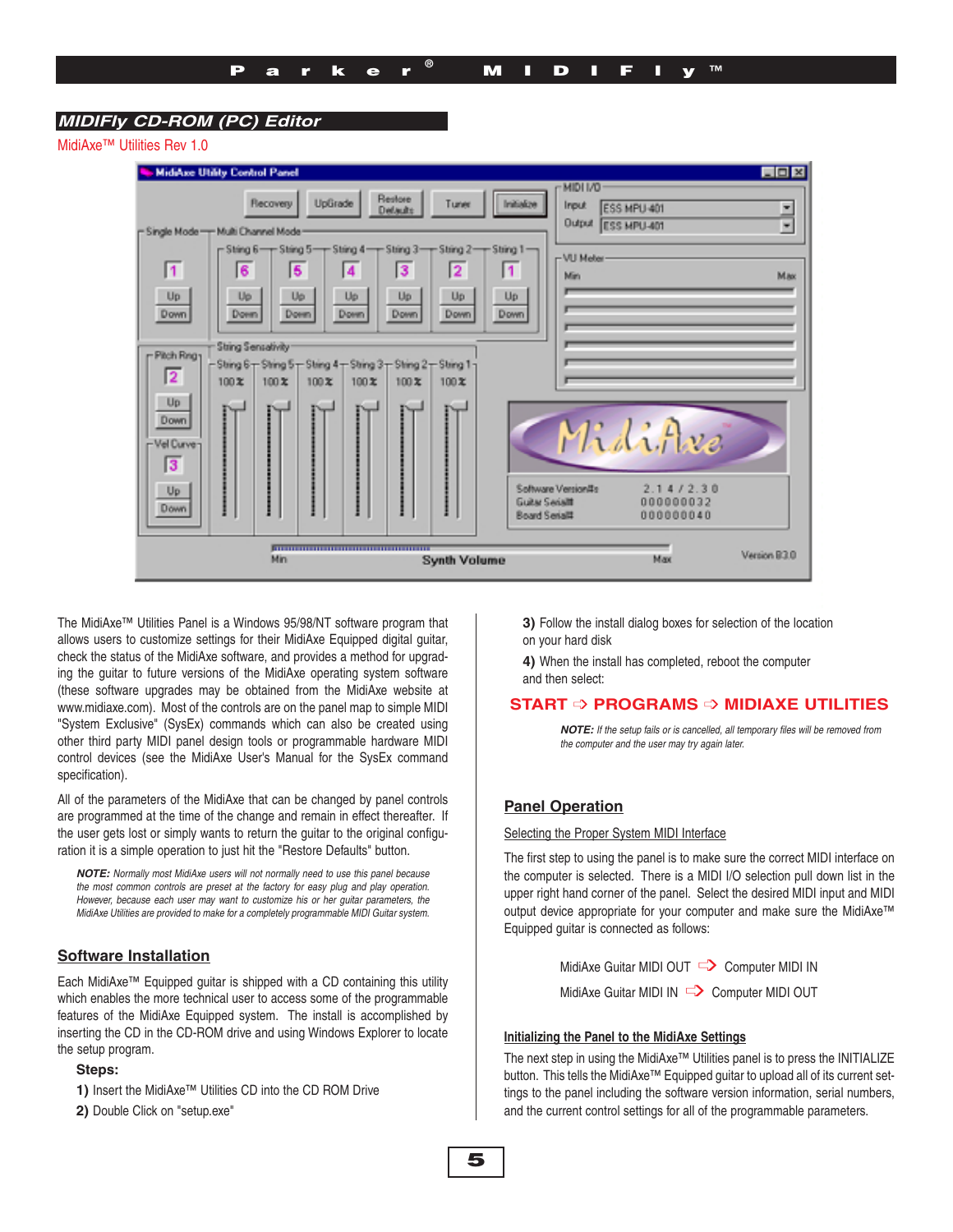## MIDIFly CD-ROM (PC) Editor

MidiAxe™ Utilities Rev 1.0

The MidiAxe™ Utilities Panel is a Windows 95/98/NT software program that allows users to customize settings for their MidiAxe Equipped digital guitar, check the status of the MidiAxe software, and provides a method for upgrading the guitar to future versions of the MidiAxe operating system software (these software upgrades may be obtained from the MidiAxe website at www.midiaxe.com). Most of the controls are on the panel map to simple MIDI "System Exclusive" (SysEx) commands which can also be created using other third party MIDI panel design tools or programmable hardware MIDI control devices (see the MidiAxe User's Manual for the SysEx command specification).

All of the parameters of the MidiAxe that can be changed by panel controls are programmed at the time of the change and remain in effect thereafter. If the user gets lost or simply wants to return the guitar to the original configuration it is a simple operation to just hit the "Restore Defaults" button.

***NOTE:*** *Normally most MidiAxe users will not normally need to use this panel because the most common controls are preset at the factory for easy plug and play operation. However, because each user may want to customize his or her guitar parameters, the MidiAxe Utilities are provided to make for a completely programmable MIDI Guitar system.*

### Software Installation

Each MidiAxe™ Equipped guitar is shipped with a CD containing this utility which enables the more technical user to access some of the programmable features of the MidiAxe Equipped system. The install is accomplished by inserting the CD in the CD-ROM drive and using Windows Explorer to locate the setup program.

**Steps:**

**1)** Insert the MidiAxe™ Utilities CD into the CD ROM Drive

**2)** Double Click on "setup.exe"

**3)** Follow the install dialog boxes for selection of the location on your hard disk

**4)** When the install has completed, reboot the computer and then select:

**START ⇨ PROGRAMS ⇨ MIDIAXE UTILITIES**

***NOTE:*** *If the setup fails or is cancelled, all temporary files will be removed from the computer and the user may try again later.*

### Panel Operation

Selecting the Proper System MIDI Interface

The first step to using the panel is to make sure the correct MIDI interface on the computer is selected. There is a MIDI I/O selection pull down list in the upper right hand corner of the panel. Select the desired MIDI input and MIDI output device appropriate for your computer and make sure the MidiAxe™ Equipped guitar is connected as follows:

MidiAxe Guitar MIDI OUT ⇨ Computer MIDI IN

MidiAxe Guitar MIDI IN ⇨ Computer MIDI OUT

**Initializing the Panel to the MidiAxe Settings**

The next step in using the MidiAxe™ Utilities panel is to press the INITIALIZE button. This tells the MidiAxe™ Equipped guitar to upload all of its current settings to the panel including the software version information, serial numbers, and the current control settings for all of the programmable parameters.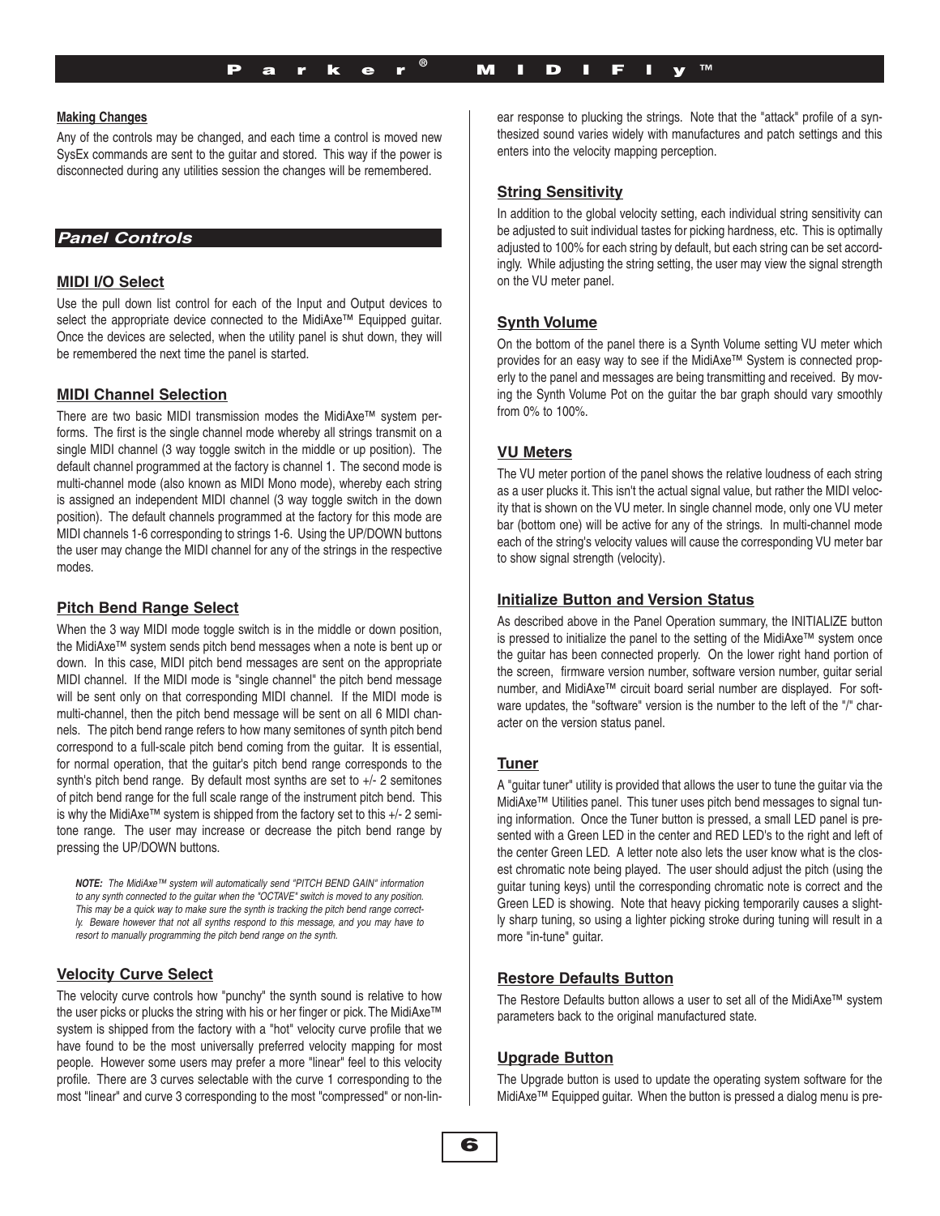**Making Changes**

Any of the controls may be changed, and each time a control is moved new SysEx commands are sent to the guitar and stored. This way if the power is disconnected during any utilities session the changes will be remembered.

## *Panel Controls*

### MIDI I/O Select

Use the pull down list control for each of the Input and Output devices to select the appropriate device connected to the MidiAxe™ Equipped guitar. Once the devices are selected, when the utility panel is shut down, they will be remembered the next time the panel is started.

### MIDI Channel Selection

There are two basic MIDI transmission modes the MidiAxe™ system performs. The first is the single channel mode whereby all strings transmit on a single MIDI channel (3 way toggle switch in the middle or up position). The default channel programmed at the factory is channel 1. The second mode is multi-channel mode (also known as MIDI Mono mode), whereby each string is assigned an independent MIDI channel (3 way toggle switch in the down position). The default channels programmed at the factory for this mode are MIDI channels 1-6 corresponding to strings 1-6. Using the UP/DOWN buttons the user may change the MIDI channel for any of the strings in the respective modes.

### Pitch Bend Range Select

When the 3 way MIDI mode toggle switch is in the middle or down position, the MidiAxe™ system sends pitch bend messages when a note is bent up or down. In this case, MIDI pitch bend messages are sent on the appropriate MIDI channel. If the MIDI mode is "single channel" the pitch bend message will be sent only on that corresponding MIDI channel. If the MIDI mode is multi-channel, then the pitch bend message will be sent on all 6 MIDI channels. The pitch bend range refers to how many semitones of synth pitch bend correspond to a full-scale pitch bend coming from the guitar. It is essential, for normal operation, that the guitar's pitch bend range corresponds to the synth's pitch bend range. By default most synths are set to +/- 2 semitones of pitch bend range for the full scale range of the instrument pitch bend. This is why the MidiAxe™ system is shipped from the factory set to this +/- 2 semitone range. The user may increase or decrease the pitch bend range by pressing the UP/DOWN buttons.

***NOTE:*** *The MidiAxe™ system will automatically send "PITCH BEND GAIN" information to any synth connected to the guitar when the "OCTAVE" switch is moved to any position. This may be a quick way to make sure the synth is tracking the pitch bend range correctly. Beware however that not all synths respond to this message, and you may have to resort to manually programming the pitch bend range on the synth.*

### Velocity Curve Select

The velocity curve controls how "punchy" the synth sound is relative to how the user picks or plucks the string with his or her finger or pick. The MidiAxe™ system is shipped from the factory with a "hot" velocity curve profile that we have found to be the most universally preferred velocity mapping for most people. However some users may prefer a more "linear" feel to this velocity profile. There are 3 curves selectable with the curve 1 corresponding to the most "linear" and curve 3 corresponding to the most "compressed" or non-linear response to plucking the strings. Note that the "attack" profile of a synthesized sound varies widely with manufactures and patch settings and this enters into the velocity mapping perception.

### String Sensitivity

In addition to the global velocity setting, each individual string sensitivity can be adjusted to suit individual tastes for picking hardness, etc. This is optimally adjusted to 100% for each string by default, but each string can be set accordingly. While adjusting the string setting, the user may view the signal strength on the VU meter panel.

### Synth Volume

On the bottom of the panel there is a Synth Volume setting VU meter which provides for an easy way to see if the MidiAxe™ System is connected properly to the panel and messages are being transmitting and received. By moving the Synth Volume Pot on the guitar the bar graph should vary smoothly from 0% to 100%.

### VU Meters

The VU meter portion of the panel shows the relative loudness of each string as a user plucks it. This isn't the actual signal value, but rather the MIDI velocity that is shown on the VU meter. In single channel mode, only one VU meter bar (bottom one) will be active for any of the strings. In multi-channel mode each of the string's velocity values will cause the corresponding VU meter bar to show signal strength (velocity).

### Initialize Button and Version Status

As described above in the Panel Operation summary, the INITIALIZE button is pressed to initialize the panel to the setting of the MidiAxe™ system once the guitar has been connected properly. On the lower right hand portion of the screen, firmware version number, software version number, guitar serial number, and MidiAxe™ circuit board serial number are displayed. For software updates, the "software" version is the number to the left of the "/" character on the version status panel.

### Tuner

A "guitar tuner" utility is provided that allows the user to tune the guitar via the MidiAxe™ Utilities panel. This tuner uses pitch bend messages to signal tuning information. Once the Tuner button is pressed, a small LED panel is presented with a Green LED in the center and RED LED's to the right and left of the center Green LED. A letter note also lets the user know what is the closest chromatic note being played. The user should adjust the pitch (using the guitar tuning keys) until the corresponding chromatic note is correct and the Green LED is showing. Note that heavy picking temporarily causes a slightly sharp tuning, so using a lighter picking stroke during tuning will result in a more "in-tune" guitar.

### Restore Defaults Button

The Restore Defaults button allows a user to set all of the MidiAxe™ system parameters back to the original manufactured state.

### Upgrade Button

The Upgrade button is used to update the operating system software for the MidiAxe™ Equipped guitar. When the button is pressed a dialog menu is pre-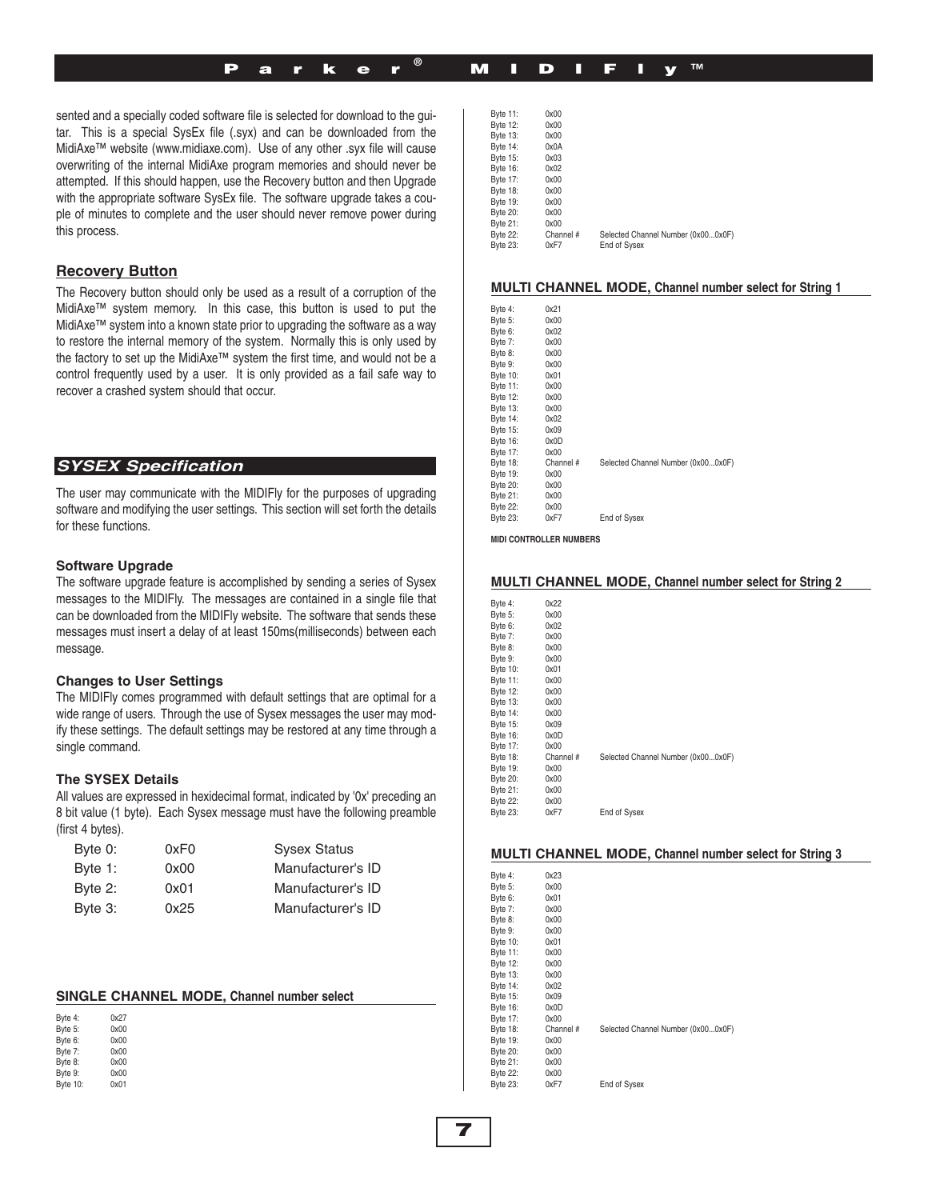sented and a specially coded software file is selected for download to the guitar. This is a special SysEx file (.syx) and can be downloaded from the MidiAxe™ website (www.midiaxe.com). Use of any other .syx file will cause overwriting of the internal MidiAxe program memories and should never be attempted. If this should happen, use the Recovery button and then Upgrade with the appropriate software SysEx file. The software upgrade takes a couple of minutes to complete and the user should never remove power during this process.

### Recovery Button

The Recovery button should only be used as a result of a corruption of the MidiAxe™ system memory. In this case, this button is used to put the MidiAxe™ system into a known state prior to upgrading the software as a way to restore the internal memory of the system. Normally this is only used by the factory to set up the MidiAxe™ system the first time, and would not be a control frequently used by a user. It is only provided as a fail safe way to recover a crashed system should that occur.

## *SYSEX Specification*

The user may communicate with the MIDIFly for the purposes of upgrading software and modifying the user settings. This section will set forth the details for these functions.

### Software Upgrade

The software upgrade feature is accomplished by sending a series of Sysex messages to the MIDIFly. The messages are contained in a single file that can be downloaded from the MIDIFly website. The software that sends these messages must insert a delay of at least 150ms(milliseconds) between each message.

### Changes to User Settings

The MIDIFly comes programmed with default settings that are optimal for a wide range of users. Through the use of Sysex messages the user may modify these settings. The default settings may be restored at any time through a single command.

### The SYSEX Details

All values are expressed in hexidecimal format, indicated by '0x' preceding an 8 bit value (1 byte). Each Sysex message must have the following preamble (first 4 bytes).

| | | |
|---|---|---|
| Byte 0: | 0xF0 | Sysex Status |
| Byte 1: | 0x00 | Manufacturer's ID |
| Byte 2: | 0x01 | Manufacturer's ID |
| Byte 3: | 0x25 | Manufacturer's ID |

### SINGLE CHANNEL MODE, Channel number select

| | | |
|---|---|---|
| Byte 4: | 0x27 | |
| Byte 5: | 0x00 | |
| Byte 6: | 0x00 | |
| Byte 7: | 0x00 | |
| Byte 8: | 0x00 | |
| Byte 9: | 0x00 | |
| Byte 10: | 0x01 | |
| Byte 11: | 0x00 | |
| Byte 12: | 0x00 | |
| Byte 13: | 0x00 | |
| Byte 14: | 0x0A | |
| Byte 15: | 0x03 | |
| Byte 16: | 0x02 | |
| Byte 17: | 0x00 | |
| Byte 18: | 0x00 | |
| Byte 19: | 0x00 | |
| Byte 20: | 0x00 | |
| Byte 21: | 0x00 | |
| Byte 22: | Channel # | Selected Channel Number (0x00...0x0F) |
| Byte 23: | 0xF7 | End of Sysex |

### MULTI CHANNEL MODE, Channel number select for String 1

| | | |
|---|---|---|
| Byte 4: | 0x21 | |
| Byte 5: | 0x00 | |
| Byte 6: | 0x02 | |
| Byte 7: | 0x00 | |
| Byte 8: | 0x00 | |
| Byte 9: | 0x00 | |
| Byte 10: | 0x01 | |
| Byte 11: | 0x00 | |
| Byte 12: | 0x00 | |
| Byte 13: | 0x00 | |
| Byte 14: | 0x02 | |
| Byte 15: | 0x09 | |
| Byte 16: | 0x0D | |
| Byte 17: | 0x00 | |
| Byte 18: | Channel # | Selected Channel Number (0x00...0x0F) |
| Byte 19: | 0x00 | |
| Byte 20: | 0x00 | |
| Byte 21: | 0x00 | |
| Byte 22: | 0x00 | |
| Byte 23: | 0xF7 | End of Sysex |

**MIDI CONTROLLER NUMBERS**

### MULTI CHANNEL MODE, Channel number select for String 2

| | | |
|---|---|---|
| Byte 4: | 0x22 | |
| Byte 5: | 0x00 | |
| Byte 6: | 0x02 | |
| Byte 7: | 0x00 | |
| Byte 8: | 0x00 | |
| Byte 9: | 0x00 | |
| Byte 10: | 0x01 | |
| Byte 11: | 0x00 | |
| Byte 12: | 0x00 | |
| Byte 13: | 0x00 | |
| Byte 14: | 0x00 | |
| Byte 15: | 0x09 | |
| Byte 16: | 0x0D | |
| Byte 17: | 0x00 | |
| Byte 18: | Channel # | Selected Channel Number (0x00...0x0F) |
| Byte 19: | 0x00 | |
| Byte 20: | 0x00 | |
| Byte 21: | 0x00 | |
| Byte 22: | 0x00 | |
| Byte 23: | 0xF7 | End of Sysex |

### MULTI CHANNEL MODE, Channel number select for String 3

| | | |
|---|---|---|
| Byte 4: | 0x23 | |
| Byte 5: | 0x00 | |
| Byte 6: | 0x01 | |
| Byte 7: | 0x00 | |
| Byte 8: | 0x00 | |
| Byte 9: | 0x00 | |
| Byte 10: | 0x01 | |
| Byte 11: | 0x00 | |
| Byte 12: | 0x00 | |
| Byte 13: | 0x00 | |
| Byte 14: | 0x02 | |
| Byte 15: | 0x09 | |
| Byte 16: | 0x0D | |
| Byte 17: | 0x00 | |
| Byte 18: | Channel # | Selected Channel Number (0x00...0x0F) |
| Byte 19: | 0x00 | |
| Byte 20: | 0x00 | |
| Byte 21: | 0x00 | |
| Byte 22: | 0x00 | |
| Byte 23: | 0xF7 | End of Sysex |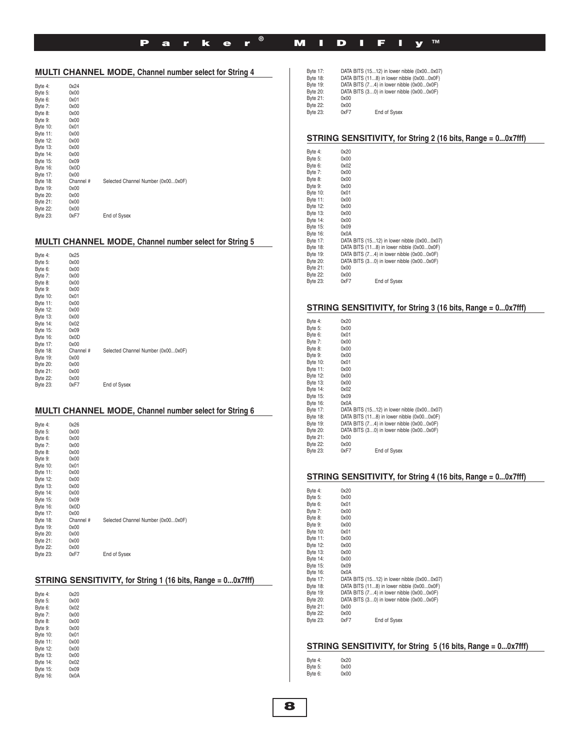## MULTI CHANNEL MODE, Channel number select for String 4

| | | |
|---|---|---|
| Byte 4: | 0x24 | |
| Byte 5: | 0x00 | |
| Byte 6: | 0x01 | |
| Byte 7: | 0x00 | |
| Byte 8: | 0x00 | |
| Byte 9: | 0x00 | |
| Byte 10: | 0x01 | |
| Byte 11: | 0x00 | |
| Byte 12: | 0x00 | |
| Byte 13: | 0x00 | |
| Byte 14: | 0x00 | |
| Byte 15: | 0x09 | |
| Byte 16: | 0x0D | |
| Byte 17: | 0x00 | |
| Byte 18: | Channel # | Selected Channel Number (0x00...0x0F) |
| Byte 19: | 0x00 | |
| Byte 20: | 0x00 | |
| Byte 21: | 0x00 | |
| Byte 22: | 0x00 | |
| Byte 23: | 0xF7 | End of Sysex |

## MULTI CHANNEL MODE, Channel number select for String 5

| | | |
|---|---|---|
| Byte 4: | 0x25 | |
| Byte 5: | 0x00 | |
| Byte 6: | 0x00 | |
| Byte 7: | 0x00 | |
| Byte 8: | 0x00 | |
| Byte 9: | 0x00 | |
| Byte 10: | 0x01 | |
| Byte 11: | 0x00 | |
| Byte 12: | 0x00 | |
| Byte 13: | 0x00 | |
| Byte 14: | 0x02 | |
| Byte 15: | 0x09 | |
| Byte 16: | 0x0D | |
| Byte 17: | 0x00 | |
| Byte 18: | Channel # | Selected Channel Number (0x00...0x0F) |
| Byte 19: | 0x00 | |
| Byte 20: | 0x00 | |
| Byte 21: | 0x00 | |
| Byte 22: | 0x00 | |
| Byte 23: | 0xF7 | End of Sysex |

## MULTI CHANNEL MODE, Channel number select for String 6

| | | |
|---|---|---|
| Byte 4: | 0x26 | |
| Byte 5: | 0x00 | |
| Byte 6: | 0x00 | |
| Byte 7: | 0x00 | |
| Byte 8: | 0x00 | |
| Byte 9: | 0x00 | |
| Byte 10: | 0x01 | |
| Byte 11: | 0x00 | |
| Byte 12: | 0x00 | |
| Byte 13: | 0x00 | |
| Byte 14: | 0x00 | |
| Byte 15: | 0x09 | |
| Byte 16: | 0x0D | |
| Byte 17: | 0x00 | |
| Byte 18: | Channel # | Selected Channel Number (0x00...0x0F) |
| Byte 19: | 0x00 | |
| Byte 20: | 0x00 | |
| Byte 21: | 0x00 | |
| Byte 22: | 0x00 | |
| Byte 23: | 0xF7 | End of Sysex |

## STRING SENSITIVITY, for String 1 (16 bits, Range = 0...0x7fff)

| | | |
|---|---|---|
| Byte 4: | 0x20 | |
| Byte 5: | 0x00 | |
| Byte 6: | 0x02 | |
| Byte 7: | 0x00 | |
| Byte 8: | 0x00 | |
| Byte 9: | 0x00 | |
| Byte 10: | 0x01 | |
| Byte 11: | 0x00 | |
| Byte 12: | 0x00 | |
| Byte 13: | 0x00 | |
| Byte 14: | 0x02 | |
| Byte 15: | 0x09 | |
| Byte 16: | 0x0A | |
| Byte 17: | DATA BITS (15...12) in lower nibble (0x00...0x07) | |
| Byte 18: | DATA BITS (11...8) in lower nibble (0x00...0x0F) | |
| Byte 19: | DATA BITS (7…4) in lower nibble (0x00...0x0F) | |
| Byte 20: | DATA BITS (3…0) in lower nibble (0x00...0x0F) | |
| Byte 21: | 0x00 | |
| Byte 22: | 0x00 | |
| Byte 23: | 0xF7 | End of Sysex |

## STRING SENSITIVITY, for String 2 (16 bits, Range = 0...0x7fff)

| | | |
|---|---|---|
| Byte 4: | 0x20 | |
| Byte 5: | 0x00 | |
| Byte 6: | 0x02 | |
| Byte 7: | 0x00 | |
| Byte 8: | 0x00 | |
| Byte 9: | 0x00 | |
| Byte 10: | 0x01 | |
| Byte 11: | 0x00 | |
| Byte 12: | 0x00 | |
| Byte 13: | 0x00 | |
| Byte 14: | 0x00 | |
| Byte 15: | 0x09 | |
| Byte 16: | 0x0A | |
| Byte 17: | DATA BITS (15...12) in lower nibble (0x00...0x07) | |
| Byte 18: | DATA BITS (11...8) in lower nibble (0x00...0x0F) | |
| Byte 19: | DATA BITS (7…4) in lower nibble (0x00...0x0F) | |
| Byte 20: | DATA BITS (3…0) in lower nibble (0x00...0x0F) | |
| Byte 21: | 0x00 | |
| Byte 22: | 0x00 | |
| Byte 23: | 0xF7 | End of Sysex |

## STRING SENSITIVITY, for String 3 (16 bits, Range = 0...0x7fff)

| | | |
|---|---|---|
| Byte 4: | 0x20 | |
| Byte 5: | 0x00 | |
| Byte 6: | 0x01 | |
| Byte 7: | 0x00 | |
| Byte 8: | 0x00 | |
| Byte 9: | 0x00 | |
| Byte 10: | 0x01 | |
| Byte 11: | 0x00 | |
| Byte 12: | 0x00 | |
| Byte 13: | 0x00 | |
| Byte 14: | 0x02 | |
| Byte 15: | 0x09 | |
| Byte 16: | 0x0A | |
| Byte 17: | DATA BITS (15...12) in lower nibble (0x00...0x07) | |
| Byte 18: | DATA BITS (11...8) in lower nibble (0x00...0x0F) | |
| Byte 19: | DATA BITS (7…4) in lower nibble (0x00...0x0F) | |
| Byte 20: | DATA BITS (3…0) in lower nibble (0x00...0x0F) | |
| Byte 21: | 0x00 | |
| Byte 22: | 0x00 | |
| Byte 23: | 0xF7 | End of Sysex |

## STRING SENSITIVITY, for String 4 (16 bits, Range = 0...0x7fff)

| | | |
|---|---|---|
| Byte 4: | 0x20 | |
| Byte 5: | 0x00 | |
| Byte 6: | 0x01 | |
| Byte 7: | 0x00 | |
| Byte 8: | 0x00 | |
| Byte 9: | 0x00 | |
| Byte 10: | 0x01 | |
| Byte 11: | 0x00 | |
| Byte 12: | 0x00 | |
| Byte 13: | 0x00 | |
| Byte 14: | 0x00 | |
| Byte 15: | 0x09 | |
| Byte 16: | 0x0A | |
| Byte 17: | DATA BITS (15...12) in lower nibble (0x00...0x07) | |
| Byte 18: | DATA BITS (11...8) in lower nibble (0x00...0x0F) | |
| Byte 19: | DATA BITS (7…4) in lower nibble (0x00...0x0F) | |
| Byte 20: | DATA BITS (3…0) in lower nibble (0x00...0x0F) | |
| Byte 21: | 0x00 | |
| Byte 22: | 0x00 | |
| Byte 23: | 0xF7 | End of Sysex |

## STRING SENSITIVITY, for String 5 (16 bits, Range = 0...0x7fff)

| | |
|---|---|
| Byte 4: | 0x20 |
| Byte 5: | 0x00 |
| Byte 6: | 0x00 |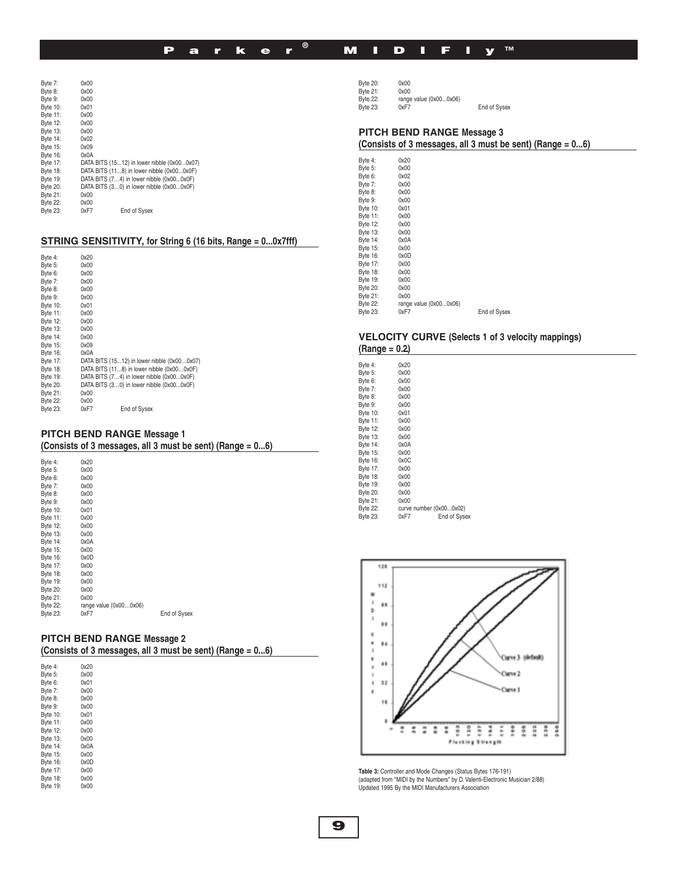| | | |
|---|---|---|
| Byte 7: | 0x00 | |
| Byte 8: | 0x00 | |
| Byte 9: | 0x00 | |
| Byte 10: | 0x01 | |
| Byte 11: | 0x00 | |
| Byte 12: | 0x00 | |
| Byte 13: | 0x00 | |
| Byte 14: | 0x02 | |
| Byte 15: | 0x09 | |
| Byte 16: | 0x0A | |
| Byte 17: | DATA BITS (15...12) in lower nibble (0x00...0x07) | |
| Byte 18: | DATA BITS (11...8) in lower nibble (0x00...0x0F) | |
| Byte 19: | DATA BITS (7…4) in lower nibble (0x00...0x0F) | |
| Byte 20: | DATA BITS (3…0) in lower nibble (0x00...0x0F) | |
| Byte 21: | 0x00 | |
| Byte 22: | 0x00 | |
| Byte 23: | 0xF7 | End of Sysex |

## STRING SENSITIVITY, for String 6 (16 bits, Range = 0...0x7fff)

| | | |
|---|---|---|
| Byte 4: | 0x20 | |
| Byte 5: | 0x00 | |
| Byte 6: | 0x00 | |
| Byte 7: | 0x00 | |
| Byte 8: | 0x00 | |
| Byte 9: | 0x00 | |
| Byte 10: | 0x01 | |
| Byte 11: | 0x00 | |
| Byte 12: | 0x00 | |
| Byte 13: | 0x00 | |
| Byte 14: | 0x00 | |
| Byte 15: | 0x09 | |
| Byte 16: | 0x0A | |
| Byte 17: | DATA BITS (15...12) in lower nibble (0x00…0x07) | |
| Byte 18: | DATA BITS (11...8) in lower nibble (0x00…0x0F) | |
| Byte 19: | DATA BITS (7…4) in lower nibble (0x00...0x0F) | |
| Byte 20: | DATA BITS (3…0) in lower nibble (0x00...0x0F) | |
| Byte 21: | 0x00 | |
| Byte 22: | 0x00 | |
| Byte 23: | 0xF7 | End of Sysex |

## PITCH BEND RANGE Message 1
**(Consists of 3 messages, all 3 must be sent) (Range = 0...6)**

| | | |
|---|---|---|
| Byte 4: | 0x20 | |
| Byte 5: | 0x00 | |
| Byte 6: | 0x00 | |
| Byte 7: | 0x00 | |
| Byte 8: | 0x00 | |
| Byte 9: | 0x00 | |
| Byte 10: | 0x01 | |
| Byte 11: | 0x00 | |
| Byte 12: | 0x00 | |
| Byte 13: | 0x00 | |
| Byte 14: | 0x0A | |
| Byte 15: | 0x00 | |
| Byte 16: | 0x0D | |
| Byte 17: | 0x00 | |
| Byte 18: | 0x00 | |
| Byte 19: | 0x00 | |
| Byte 20: | 0x00 | |
| Byte 21: | 0x00 | |
| Byte 22: | range value (0x00…0x06) | |
| Byte 23: | 0xF7 | End of Sysex |

## PITCH BEND RANGE Message 2
**(Consists of 3 messages, all 3 must be sent) (Range = 0...6)**

| | | |
|---|---|---|
| Byte 4: | 0x20 | |
| Byte 5: | 0x00 | |
| Byte 6: | 0x01 | |
| Byte 7: | 0x00 | |
| Byte 8: | 0x00 | |
| Byte 9: | 0x00 | |
| Byte 10: | 0x01 | |
| Byte 11: | 0x00 | |
| Byte 12: | 0x00 | |
| Byte 13: | 0x00 | |
| Byte 14: | 0x0A | |
| Byte 15: | 0x00 | |
| Byte 16: | 0x0D | |
| Byte 17: | 0x00 | |
| Byte 18: | 0x00 | |
| Byte 19: | 0x00 | |
| Byte 20: | 0x00 | |
| Byte 21: | 0x00 | |
| Byte 22: | range value (0x00...0x06) | |
| Byte 23: | 0xF7 | End of Sysex |

## PITCH BEND RANGE Message 3
**(Consists of 3 messages, all 3 must be sent) (Range = 0...6)**

| | | |
|---|---|---|
| Byte 4: | 0x20 | |
| Byte 5: | 0x00 | |
| Byte 6: | 0x02 | |
| Byte 7: | 0x00 | |
| Byte 8: | 0x00 | |
| Byte 9: | 0x00 | |
| Byte 10: | 0x01 | |
| Byte 11: | 0x00 | |
| Byte 12: | 0x00 | |
| Byte 13: | 0x00 | |
| Byte 14: | 0x0A | |
| Byte 15: | 0x00 | |
| Byte 16: | 0x0D | |
| Byte 17: | 0x00 | |
| Byte 18: | 0x00 | |
| Byte 19: | 0x00 | |
| Byte 20: | 0x00 | |
| Byte 21: | 0x00 | |
| Byte 22: | range value (0x00...0x06) | |
| Byte 23: | 0xF7 | End of Sysex |

## VELOCITY CURVE (Selects 1 of 3 velocity mappings) (Range = 0.2)

| | | |
|---|---|---|
| Byte 4: | 0x20 | |
| Byte 5: | 0x00 | |
| Byte 6: | 0x00 | |
| Byte 7: | 0x00 | |
| Byte 8: | 0x00 | |
| Byte 9: | 0x00 | |
| Byte 10: | 0x01 | |
| Byte 11: | 0x00 | |
| Byte 12: | 0x00 | |
| Byte 13: | 0x00 | |
| Byte 14: | 0x0A | |
| Byte 15: | 0x00 | |
| Byte 16: | 0x0C | |
| Byte 17: | 0x00 | |
| Byte 18: | 0x00 | |
| Byte 19: | 0x00 | |
| Byte 20: | 0x00 | |
| Byte 21: | 0x00 | |
| Byte 22: | curve number (0x00...0x02) | |
| Byte 23: | 0xF7 | End of Sysex |

**Table 3:** Controller and Mode Changes (Status Bytes 176-191)
(adapted from "MIDI by the Numbers" by D. Valenti-Electronic Musician 2/88)
Updated 1995 By the MIDI Manufacturers Association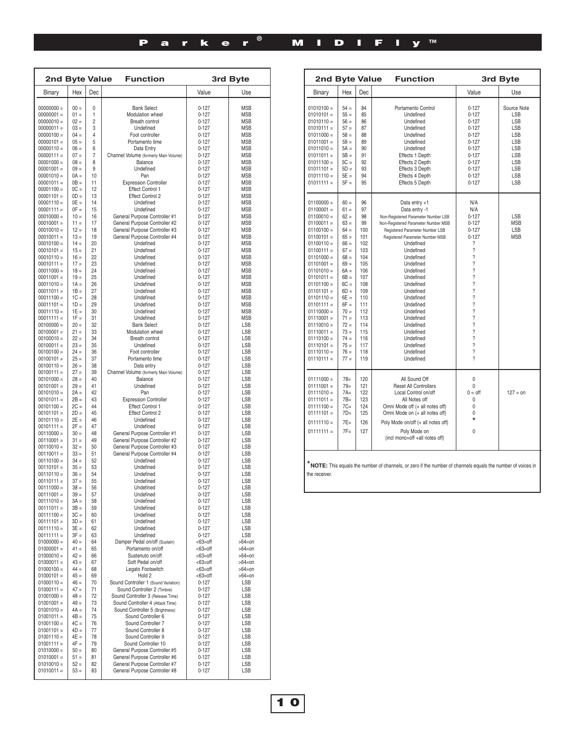| 2nd Byte Value | | | Function | 3rd Byte | |
|---|---|---|---|---|---|
| Binary | Hex | Dec | | Value | Use |
| 00000000 = | 00 = | 0 | Bank Select | 0-127 | MSB |
| 00000001 = | 01 = | 1 | Modulation wheel | 0-127 | MSB |
| 00000010 = | 02 = | 2 | Breath control | 0-127 | MSB |
| 00000011 = | 03 = | 3 | Undefined | 0-127 | MSB |
| 00000100 = | 04 = | 4 | Foot controller | 0-127 | MSB |
| 00000101 = | 05 = | 5 | Portamento time | 0-127 | MSB |
| 00000110 = | 06 = | 6 | Data Entry | 0-127 | MSB |
| 00000111 = | 07 = | 7 | Channel Volume (formerly Main Volume) | 0-127 | MSB |
| 00001000 = | 08 = | 8 | Balance | 0-127 | MSB |
| 00001001 = | 09 = | 9 | Undefined | 0-127 | MSB |
| 00001010 = | 0A = | 10 | Pan | 0-127 | MSB |
| 00001011 = | 0B = | 11 | Expression Controller | 0-127 | MSB |
| 00001100 = | 0C = | 12 | Effect Control 1 | 0-127 | MSB |
| 00001101 = | 0D = | 13 | Effect Control 2 | 0-127 | MSB |
| 00001110 = | 0E = | 14 | Undefined | 0-127 | MSB |
| 00001111 = | 0F = | 15 | Undefined | 0-127 | MSB |
| 00010000 = | 10 = | 16 | General Purpose Controller #1 | 0-127 | MSB |
| 00010001 = | 11 = | 17 | General Purpose Controller #2 | 0-127 | MSB |
| 00010010 = | 12 = | 18 | General Purpose Controller #3 | 0-127 | MSB |
| 00010011 = | 13 = | 19 | General Purpose Controller #4 | 0-127 | MSB |
| 00010100 = | 14 = | 20 | Undefined | 0-127 | MSB |
| 00010101 = | 15 = | 21 | Undefined | 0-127 | MSB |
| 00010110 = | 16 = | 22 | Undefined | 0-127 | MSB |
| 00010111 = | 17 = | 23 | Undefined | 0-127 | MSB |
| 00011000 = | 18 = | 24 | Undefined | 0-127 | MSB |
| 00011001 = | 19 = | 25 | Undefined | 0-127 | MSB |
| 00011010 = | 1A = | 26 | Undefined | 0-127 | MSB |
| 00011011 = | 1B = | 27 | Undefined | 0-127 | MSB |
| 00011100 = | 1C = | 28 | Undefined | 0-127 | MSB |
| 00011101 = | 1D = | 29 | Undefined | 0-127 | MSB |
| 00011110 = | 1E = | 30 | Undefined | 0-127 | MSB |
| 00011111 = | 1F = | 31 | Undefined | 0-127 | MSB |
| 00100000 = | 20 = | 32 | Bank Select | 0-127 | LSB |
| 00100001 = | 21 = | 33 | Modulation wheel | 0-127 | LSB |
| 00100010 = | 22 = | 34 | Breath control | 0-127 | LSB |
| 00100011 = | 23 = | 35 | Undefined | 0-127 | LSB |
| 00100100 = | 24 = | 36 | Foot controller | 0-127 | LSB |
| 00100101 = | 25 = | 37 | Portamento time | 0-127 | LSB |
| 00100110 = | 26 = | 38 | Data entry | 0-127 | LSB |
| 00100111 = | 27 = | 39 | Channel Volume (formerly Main Volume) | 0-127 | LSB |
| 00101000 = | 28 = | 40 | Balance | 0-127 | LSB |
| 00101001 = | 29 = | 41 | Undefined | 0-127 | LSB |
| 00101010 = | 2A = | 42 | Pan | 0-127 | LSB |
| 00101011 = | 2B = | 43 | Expression Controller | 0-127 | LSB |
| 00101100 = | 2C = | 44 | Effect Control 1 | 0-127 | LSB |
| 00101101 = | 2D = | 45 | Effect Control 2 | 0-127 | LSB |
| 00101110 = | 2E = | 46 | Undefined | 0-127 | LSB |
| 00101111 = | 2F = | 47 | Undefined | 0-127 | LSB |
| 00110000 = | 30 = | 48 | General Purpose Controller #1 | 0-127 | LSB |
| 00110001 = | 31 = | 49 | General Purpose Controller #2 | 0-127 | LSB |
| 00110010 = | 32 = | 50 | General Purpose Controller #3 | 0-127 | LSB |
| 00110011 = | 33 = | 51 | General Purpose Controller #4 | 0-127 | LSB |
| 00110100 = | 34 = | 52 | Undefined | 0-127 | LSB |
| 00110101 = | 35 = | 53 | Undefined | 0-127 | LSB |
| 00110110 = | 36 = | 54 | Undefined | 0-127 | LSB |
| 00110111 = | 37 = | 55 | Undefined | 0-127 | LSB |
| 00111000 = | 38 = | 56 | Undefined | 0-127 | LSB |
| 00111001 = | 39 = | 57 | Undefined | 0-127 | LSB |
| 00111010 = | 3A = | 58 | Undefined | 0-127 | LSB |
| 00111011 = | 3B = | 59 | Undefined | 0-127 | LSB |
| 00111100 = | 3C = | 60 | Undefined | 0-127 | LSB |
| 00111101 = | 3D = | 61 | Undefined | 0-127 | LSB |
| 00111110 = | 3E = | 62 | Undefined | 0-127 | LSB |
| 00111111 = | 3F = | 63 | Undefined | 0-127 | LSB |
| 01000000 = | 40 = | 64 | Damper Pedal on/off (Sustain) | <63=off | >64=on |
| 01000001 = | 41 = | 65 | Portamento on/off | <63=off | >64=on |
| 01000010 = | 42 = | 66 | Sustenuto on/off | <63=off | >64=on |
| 01000011 = | 43 = | 67 | Soft Pedal on/off | <63=off | >64=on |
| 01000100 = | 44 = | 68 | Legato Footswitch | <63=off | >64=on |
| 01000101 = | 45 = | 69 | Hold 2 | <63=off | >64=on |
| 01000110 = | 46 = | 70 | Sound Controller 1 (Sound Variation) | 0-127 | LSB |
| 01000111 = | 47 = | 71 | Sound Controller 2 (Timbre) | 0-127 | LSB |
| 01001000 = | 48 = | 72 | Sound Controller 3 (Release Time) | 0-127 | LSB |
| 01001001 = | 49 = | 73 | Sound Controller 4 (Attack Time) | 0-127 | LSB |
| 01001010 = | 4A = | 74 | Sound Controller 5 (Brightness) | 0-127 | LSB |
| 01001011 = | 4B = | 75 | Sound Controller 6 | 0-127 | LSB |
| 01001100 = | 4C = | 76 | Sound Controller 7 | 0-127 | LSB |
| 01001101 = | 4D = | 77 | Sound Controller 8 | 0-127 | LSB |
| 01001110 = | 4E = | 78 | Sound Controller 9 | 0-127 | LSB |
| 01001111 = | 4F = | 79 | Sound Controller 10 | 0-127 | LSB |
| 01010000 = | 50 = | 80 | General Purpose Controller #5 | 0-127 | LSB |
| 01010001 = | 51 = | 81 | General Purpose Controller #6 | 0-127 | LSB |
| 01010010 = | 52 = | 82 | General Purpose Controller #7 | 0-127 | LSB |
| 01010011 = | 53 = | 83 | General Purpose Controller #8 | 0-127 | LSB |
| 01010100 = | 54 = | 84 | Portamento Control | 0-127 | Source Note |
| 01010101 = | 55 = | 85 | Undefined | 0-127 | LSB |
| 01010110 = | 56 = | 86 | Undefined | 0-127 | LSB |
| 01010111 = | 57 = | 87 | Undefined | 0-127 | LSB |
| 01011000 = | 58 = | 88 | Undefined | 0-127 | LSB |
| 01011001 = | 59 = | 89 | Undefined | 0-127 | LSB |
| 01011010 = | 5A = | 90 | Undefined | 0-127 | LSB |
| 01011011 = | 5B = | 91 | Effects 1 Depth | 0-127 | LSB |
| 01011100 = | 5C = | 92 | Effects 2 Depth | 0-127 | LSB |
| 01011101 = | 5D = | 93 | Effects 3 Depth | 0-127 | LSB |
| 01011110 = | 5E = | 94 | Effects 4 Depth | 0-127 | LSB |
| 01011111 = | 5F = | 95 | Effects 5 Depth | 0-127 | LSB |
| 01100000 = | 60 = | 96 | Data entry +1 | N/A | |
| 01100001 = | 61 = | 97 | Data entry -1 | N/A | |
| 01100010 = | 62 = | 98 | Non-Registered Parameter Number LSB | 0-127 | LSB |
| 01100011 = | 63 = | 99 | Non-Registered Parameter Number MSB | 0-127 | MSB |
| 01100100 = | 64 = | 100 | Registered Parameter Number LSB | 0-127 | LSB |
| 01100101 = | 65 = | 101 | Registered Parameter Number MSB | 0-127 | MSB |
| 01100110 = | 66 = | 102 | Undefined | ? | |
| 01100111 = | 67 = | 103 | Undefined | ? | |
| 01101000 = | 68 = | 104 | Undefined | ? | |
| 01101001 = | 69 = | 105 | Undefined | ? | |
| 01101010 = | 6A = | 106 | Undefined | ? | |
| 01101011 = | 6B = | 107 | Undefined | ? | |
| 01101100 = | 6C = | 108 | Undefined | ? | |
| 01101101 = | 6D = | 109 | Undefined | ? | |
| 01101110 = | 6E = | 110 | Undefined | ? | |
| 01101111 = | 6F = | 111 | Undefined | ? | |
| 01110000 = | 70 = | 112 | Undefined | ? | |
| 01110001 = | 71 = | 113 | Undefined | ? | |
| 01110010 = | 72 = | 114 | Undefined | ? | |
| 01110011 = | 73 = | 115 | Undefined | ? | |
| 01110100 = | 74 = | 116 | Undefined | ? | |
| 01110101 = | 75 = | 117 | Undefined | ? | |
| 01110110 = | 76 = | 118 | Undefined | ? | |
| 01110111 = | 77 = | 119 | Undefined | ? | |
| 01111000 = | 78= | 120 | All Sound Off | 0 | |
| 01111001 = | 79= | 121 | Reset All Controllers | 0 | |
| 01111010 = | 7A= | 122 | Local Control on/off | 0 = off | 127 = on |
| 01111011 = | 7B= | 123 | All Notes off | 0 | |
| 01111100 = | 7C= | 124 | Omni Mode off (+ all notes off) | 0 | |
| 01111101 = | 7D= | 125 | Omni Mode on (+ all notes off) | 0 | |
| 01111110 = | 7E= | 126 | Poly Mode on/off (+ all notes off) | * | |
| 01111111 = | 7F= | 127 | Poly Mode on (incl mono=off +all notes off) | 0 | |

***NOTE:** This equals the number of channels, or zero if the number of channels equals the number of voices in the receiver.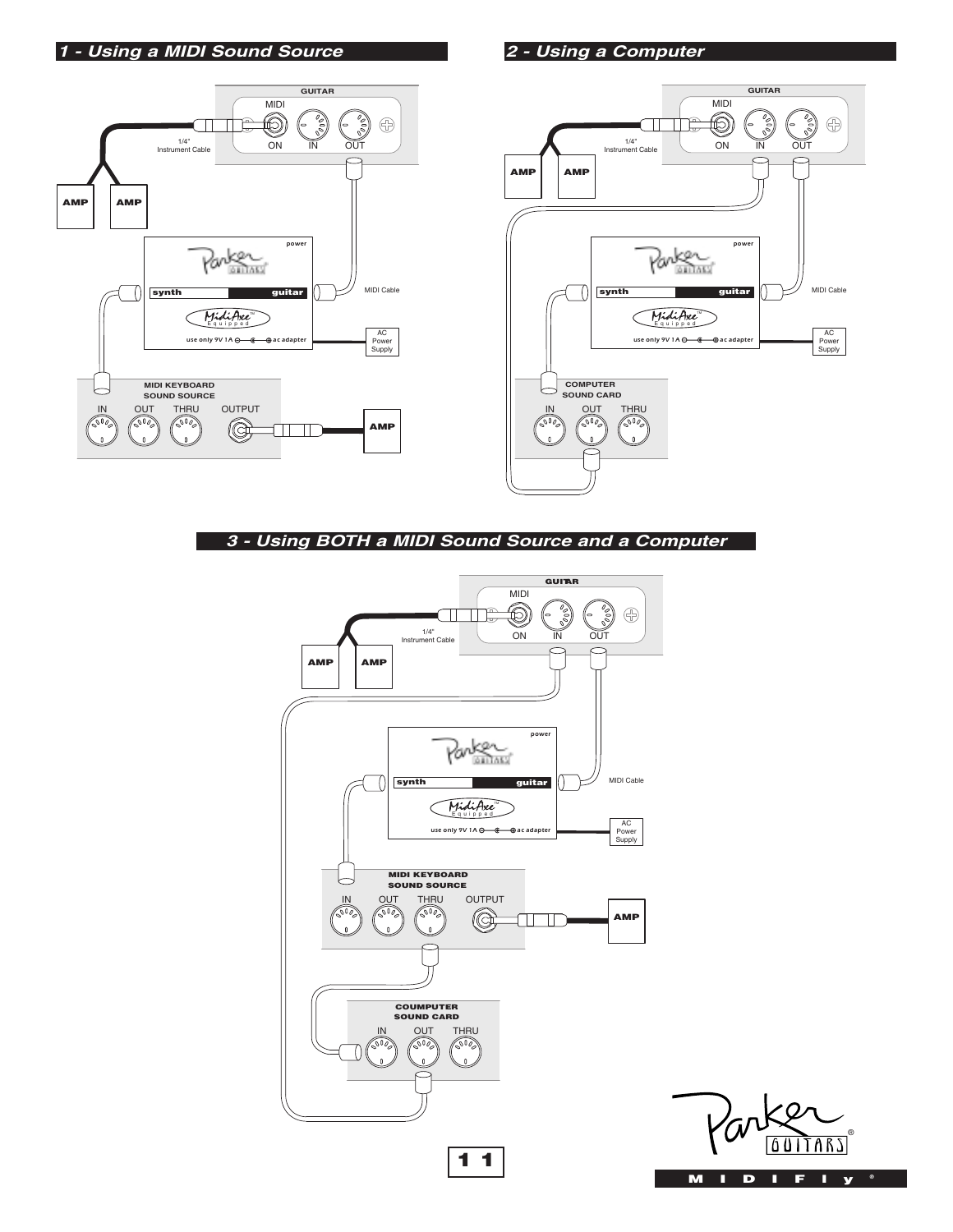## 1 - Using a MIDI Sound Source

GUITAR

MIDI

ON

IN

OUT

1/4"
Instrument Cable

AMP

AMP

power

synth

guitar

MidiAxe Equipped

use only 9V 1A ac adapter

MIDI Cable

AC
Power
Supply

MIDI KEYBOARD
SOUND SOURCE

IN

OUT

THRU

OUTPUT

AMP

## 2 - Using a Computer

GUITAR

MIDI

ON

IN

OUT

1/4"
Instrument Cable

AMP

AMP

power

synth

guitar

MidiAxe Equipped

use only 9V 1A ac adapter

MIDI Cable

AC
Power
Supply

COMPUTER
SOUND CARD

IN

OUT

THRU

## 3 - Using BOTH a MIDI Sound Source and a Computer

GUITAR

MIDI

ON

IN

OUT

1/4"
Instrument Cable

AMP

AMP

power

synth

guitar

MidiAxe Equipped

use only 9V 1A ac adapter

MIDI Cable

AC
Power
Supply

MIDI KEYBOARD
SOUND SOURCE

IN

OUT

THRU

OUTPUT

AMP

COUMPUTER
SOUND CARD

IN

OUT

THRU

Parker GUITARS®

MIDIFly®